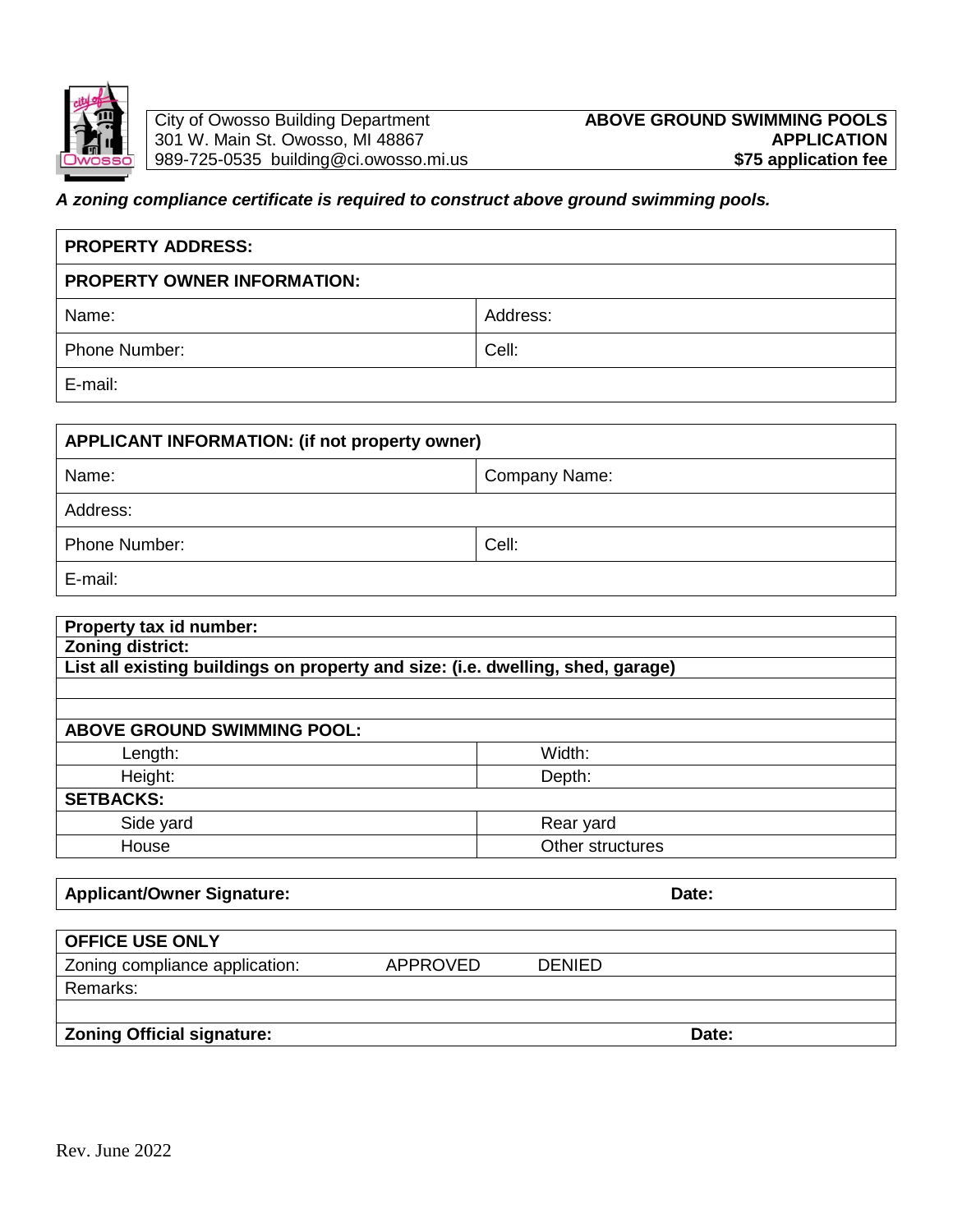City of Owosso Building Department
301 W. Main St. Owosso, MI 48867
989-725-0535 building@ci.owosso.mi.us

**ABOVE GROUND SWIMMING POOLS**
**APPLICATION**
**$75 application fee**

***A zoning compliance certificate is required to construct above ground swimming pools.***

| **PROPERTY ADDRESS:** | |
|---|---|
| **PROPERTY OWNER INFORMATION:** | |
| Name: | Address: |
| Phone Number: | Cell: |
| E-mail: | |

| **APPLICANT INFORMATION: (if not property owner)** | |
|---|---|
| Name: | Company Name: |
| Address: | |
| Phone Number: | Cell: |
| E-mail: | |

| **Property tax id number:** | |
|---|---|
| **Zoning district:** | |
| **List all existing buildings on property and size: (i.e. dwelling, shed, garage)** | |
| | |
| | |
| **ABOVE GROUND SWIMMING POOL:** | |
| Length: | Width: |
| Height: | Depth: |
| **SETBACKS:** | |
| Side yard | Rear yard |
| House | Other structures |

| **Applicant/Owner Signature:** | **Date:** |
|---|---|

| **OFFICE USE ONLY** | | | |
|---|---|---|---|
| Zoning compliance application: | APPROVED | DENIED | |
| Remarks: | | | |
| | | | |
| **Zoning Official signature:** | | | **Date:** |

Rev. June 2022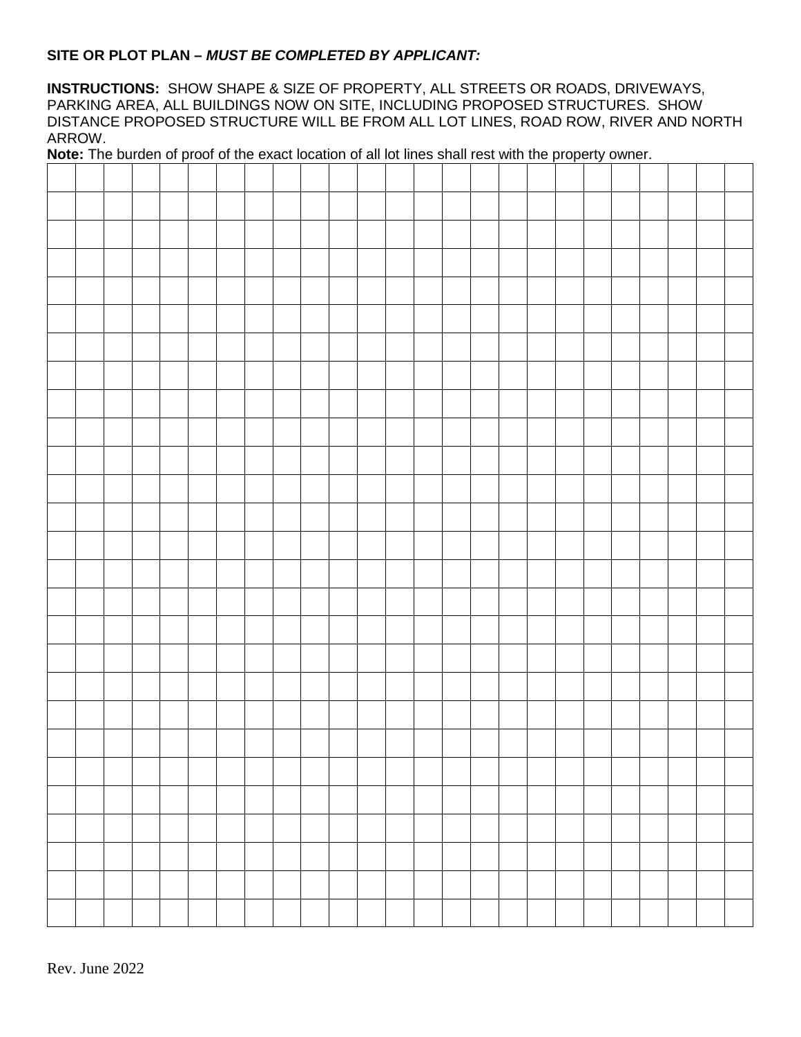**SITE OR PLOT PLAN –** ***MUST BE COMPLETED BY APPLICANT:***

**INSTRUCTIONS:** SHOW SHAPE & SIZE OF PROPERTY, ALL STREETS OR ROADS, DRIVEWAYS, PARKING AREA, ALL BUILDINGS NOW ON SITE, INCLUDING PROPOSED STRUCTURES. SHOW DISTANCE PROPOSED STRUCTURE WILL BE FROM ALL LOT LINES, ROAD ROW, RIVER AND NORTH ARROW.

**Note:** The burden of proof of the exact location of all lot lines shall rest with the property owner.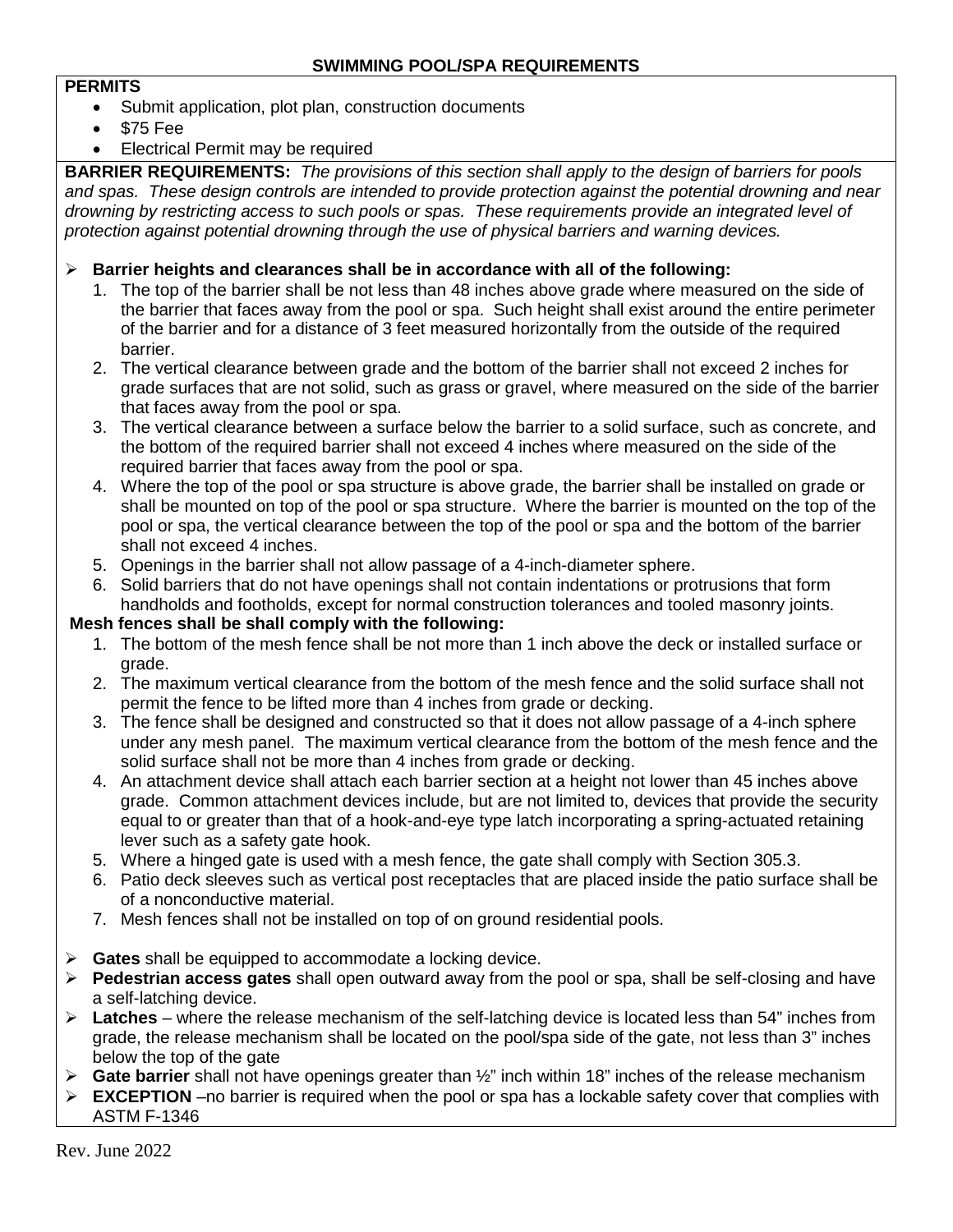## SWIMMING POOL/SPA REQUIREMENTS

**PERMITS**

- Submit application, plot plan, construction documents
- $75 Fee
- Electrical Permit may be required

**BARRIER REQUIREMENTS:** *The provisions of this section shall apply to the design of barriers for pools and spas. These design controls are intended to provide protection against the potential drowning and near drowning by restricting access to such pools or spas. These requirements provide an integrated level of protection against potential drowning through the use of physical barriers and warning devices.*

- **Barrier heights and clearances shall be in accordance with all of the following:**
  1. The top of the barrier shall be not less than 48 inches above grade where measured on the side of the barrier that faces away from the pool or spa. Such height shall exist around the entire perimeter of the barrier and for a distance of 3 feet measured horizontally from the outside of the required barrier.
  2. The vertical clearance between grade and the bottom of the barrier shall not exceed 2 inches for grade surfaces that are not solid, such as grass or gravel, where measured on the side of the barrier that faces away from the pool or spa.
  3. The vertical clearance between a surface below the barrier to a solid surface, such as concrete, and the bottom of the required barrier shall not exceed 4 inches where measured on the side of the required barrier that faces away from the pool or spa.
  4. Where the top of the pool or spa structure is above grade, the barrier shall be installed on grade or shall be mounted on top of the pool or spa structure. Where the barrier is mounted on the top of the pool or spa, the vertical clearance between the top of the pool or spa and the bottom of the barrier shall not exceed 4 inches.
  5. Openings in the barrier shall not allow passage of a 4-inch-diameter sphere.
  6. Solid barriers that do not have openings shall not contain indentations or protrusions that form handholds and footholds, except for normal construction tolerances and tooled masonry joints.

**Mesh fences shall be shall comply with the following:**

1. The bottom of the mesh fence shall be not more than 1 inch above the deck or installed surface or grade.
2. The maximum vertical clearance from the bottom of the mesh fence and the solid surface shall not permit the fence to be lifted more than 4 inches from grade or decking.
3. The fence shall be designed and constructed so that it does not allow passage of a 4-inch sphere under any mesh panel. The maximum vertical clearance from the bottom of the mesh fence and the solid surface shall not be more than 4 inches from grade or decking.
4. An attachment device shall attach each barrier section at a height not lower than 45 inches above grade. Common attachment devices include, but are not limited to, devices that provide the security equal to or greater than that of a hook-and-eye type latch incorporating a spring-actuated retaining lever such as a safety gate hook.
5. Where a hinged gate is used with a mesh fence, the gate shall comply with Section 305.3.
6. Patio deck sleeves such as vertical post receptacles that are placed inside the patio surface shall be of a nonconductive material.
7. Mesh fences shall not be installed on top of on ground residential pools.

- **Gates** shall be equipped to accommodate a locking device.
- **Pedestrian access gates** shall open outward away from the pool or spa, shall be self-closing and have a self-latching device.
- **Latches** – where the release mechanism of the self-latching device is located less than 54" inches from grade, the release mechanism shall be located on the pool/spa side of the gate, not less than 3" inches below the top of the gate
- **Gate barrier** shall not have openings greater than ½" inch within 18" inches of the release mechanism
- **EXCEPTION** –no barrier is required when the pool or spa has a lockable safety cover that complies with ASTM F-1346

Rev. June 2022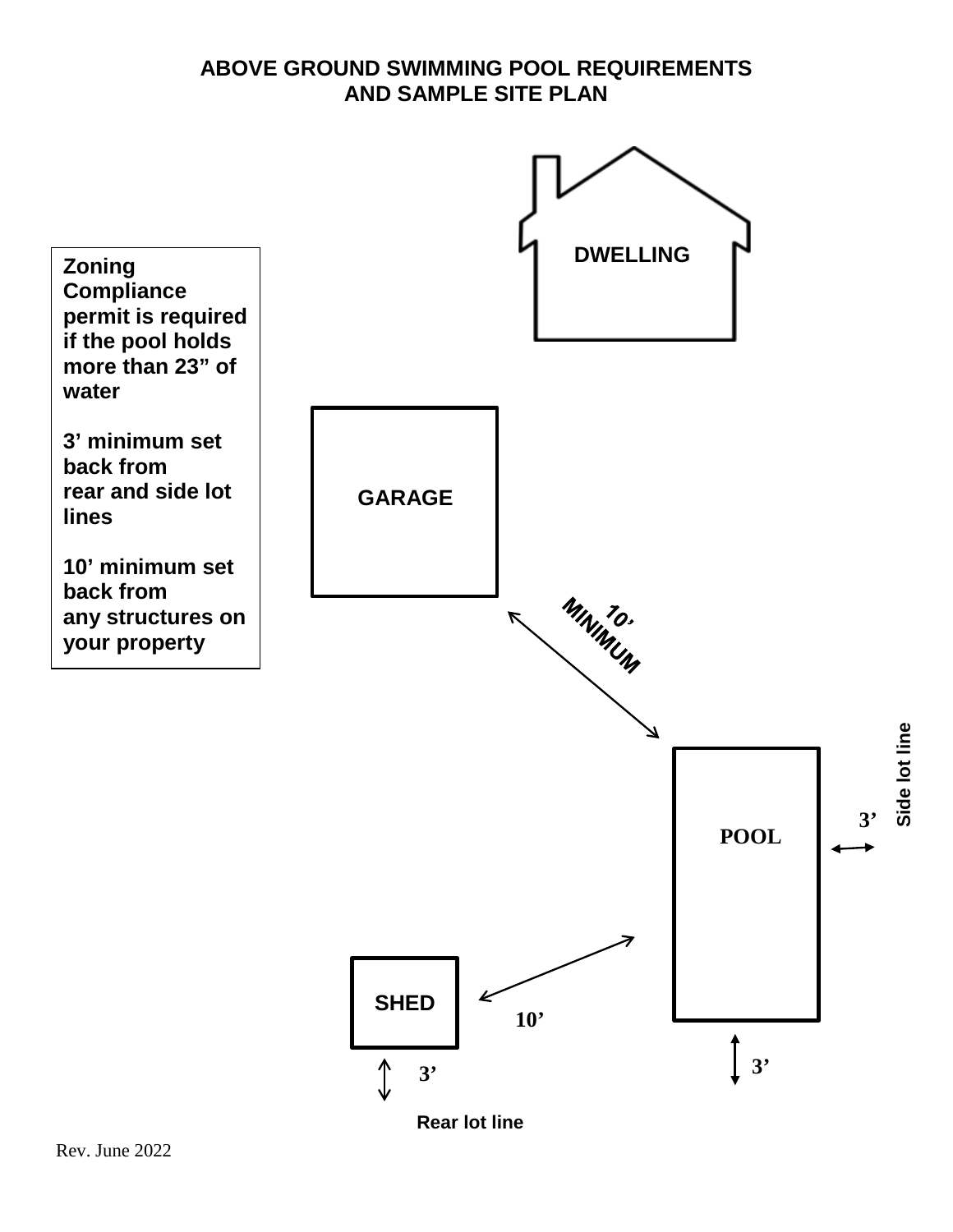# ABOVE GROUND SWIMMING POOL REQUIREMENTS AND SAMPLE SITE PLAN

**Zoning Compliance permit is required if the pool holds more than 23" of water**

**3' minimum set back from rear and side lot lines**

**10' minimum set back from any structures on your property**

DWELLING

GARAGE

10' MINIMUM

POOL

Side lot line

3'

SHED

10'

3'

3'

Rear lot line

Rev. June 2022